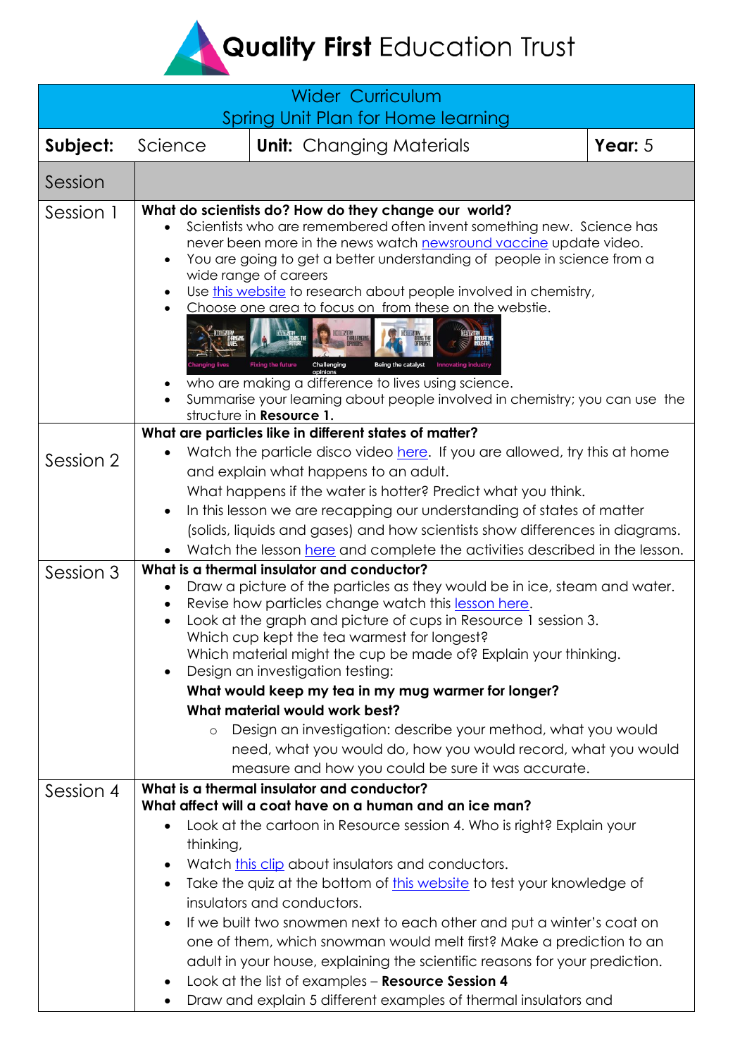# Quality First Education Trust

| Wider Curriculum<br>Spring Unit Plan for Home learning | | | |
|---|---|---|---|
| **Subject:** Science | **Unit:** Changing Materials | | **Year:** 5 |
| Session | | | |
| Session 1 | **What do scientists do? How do they change our world?**<br>• Scientists who are remembered often invent something new. Science has never been more in the news watch newsround vaccine update video.<br>• You are going to get a better understanding of people in science from a wide range of careers<br>• Use this website to research about people involved in chemistry,<br>• Choose one area to focus on from these on the webstie.<br>Changing lives, Fixing the future, Challenging opinions, Being the catalyst, Innovating industry<br>• who are making a difference to lives using science.<br>• Summarise your learning about people involved in chemistry; you can use the structure in **Resource 1.** | | |
| Session 2 | **What are particles like in different states of matter?**<br>• Watch the particle disco video here. If you are allowed, try this at home and explain what happens to an adult.<br>What happens if the water is hotter? Predict what you think.<br>• In this lesson we are recapping our understanding of states of matter (solids, liquids and gases) and how scientists show differences in diagrams.<br>• Watch the lesson here and complete the activities described in the lesson. | | |
| Session 3 | **What is a thermal insulator and conductor?**<br>• Draw a picture of the particles as they would be in ice, steam and water.<br>• Revise how particles change watch this lesson here.<br>• Look at the graph and picture of cups in Resource 1 session 3.<br>Which cup kept the tea warmest for longest?<br>Which material might the cup be made of? Explain your thinking.<br>• Design an investigation testing:<br>**What would keep my tea in my mug warmer for longer?**<br>**What material would work best?**<br>◦ Design an investigation: describe your method, what you would need, what you would do, how you would record, what you would measure and how you could be sure it was accurate. | | |
| Session 4 | **What is a thermal insulator and conductor?**<br>**What affect will a coat have on a human and an ice man?**<br>• Look at the cartoon in Resource session 4. Who is right? Explain your thinking,<br>• Watch this clip about insulators and conductors.<br>• Take the quiz at the bottom of this website to test your knowledge of insulators and conductors.<br>• If we built two snowmen next to each other and put a winter's coat on one of them, which snowman would melt first? Make a prediction to an adult in your house, explaining the scientific reasons for your prediction.<br>• Look at the list of examples – **Resource Session 4**<br>• Draw and explain 5 different examples of thermal insulators and | | |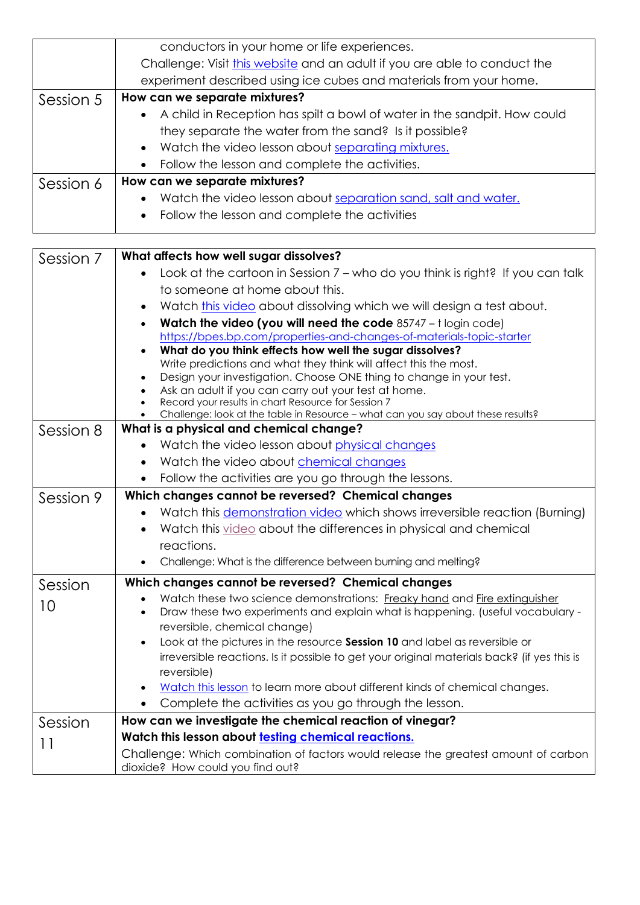| | |
|---|---|
| | conductors in your home or life experiences.<br>Challenge: Visit this website and an adult if you are able to conduct the experiment described using ice cubes and materials from your home. |
| Session 5 | **How can we separate mixtures?**<br>• A child in Reception has spilt a bowl of water in the sandpit. How could they separate the water from the sand? Is it possible?<br>• Watch the video lesson about separating mixtures.<br>• Follow the lesson and complete the activities. |
| Session 6 | **How can we separate mixtures?**<br>• Watch the video lesson about separation sand, salt and water.<br>• Follow the lesson and complete the activities |

| | |
|---|---|
| Session 7 | **What affects how well sugar dissolves?**<br>• Look at the cartoon in Session 7 – who do you think is right? If you can talk to someone at home about this.<br>• Watch this video about dissolving which we will design a test about.<br>• **Watch the video (you will need the code** 85747 – t login code) https://bpes.bp.com/properties-and-changes-of-materials-topic-starter<br>• **What do you think effects how well the sugar dissolves?** Write predictions and what they think will affect this the most.<br>• Design your investigation. Choose ONE thing to change in your test.<br>• Ask an adult if you can carry out your test at home.<br>• Record your results in chart Resource for Session 7<br>• Challenge: look at the table in Resource – what can you say about these results? |
| Session 8 | **What is a physical and chemical change?**<br>• Watch the video lesson about physical changes<br>• Watch the video about chemical changes<br>• Follow the activities are you go through the lessons. |
| Session 9 | **Which changes cannot be reversed? Chemical changes**<br>• Watch this demonstration video which shows irreversible reaction (Burning)<br>• Watch this video about the differences in physical and chemical reactions.<br>• Challenge: What is the difference between burning and melting? |
| Session 10 | **Which changes cannot be reversed? Chemical changes**<br>• Watch these two science demonstrations: Freaky hand and Fire extinguisher<br>• Draw these two experiments and explain what is happening. (useful vocabulary - reversible, chemical change)<br>• Look at the pictures in the resource **Session 10** and label as reversible or irreversible reactions. Is it possible to get your original materials back? (if yes this is reversible)<br>• Watch this lesson to learn more about different kinds of chemical changes.<br>• Complete the activities as you go through the lesson. |
| Session 11 | **How can we investigate the chemical reaction of vinegar?**<br>**Watch this lesson about testing chemical reactions.**<br>Challenge: Which combination of factors would release the greatest amount of carbon dioxide? How could you find out? |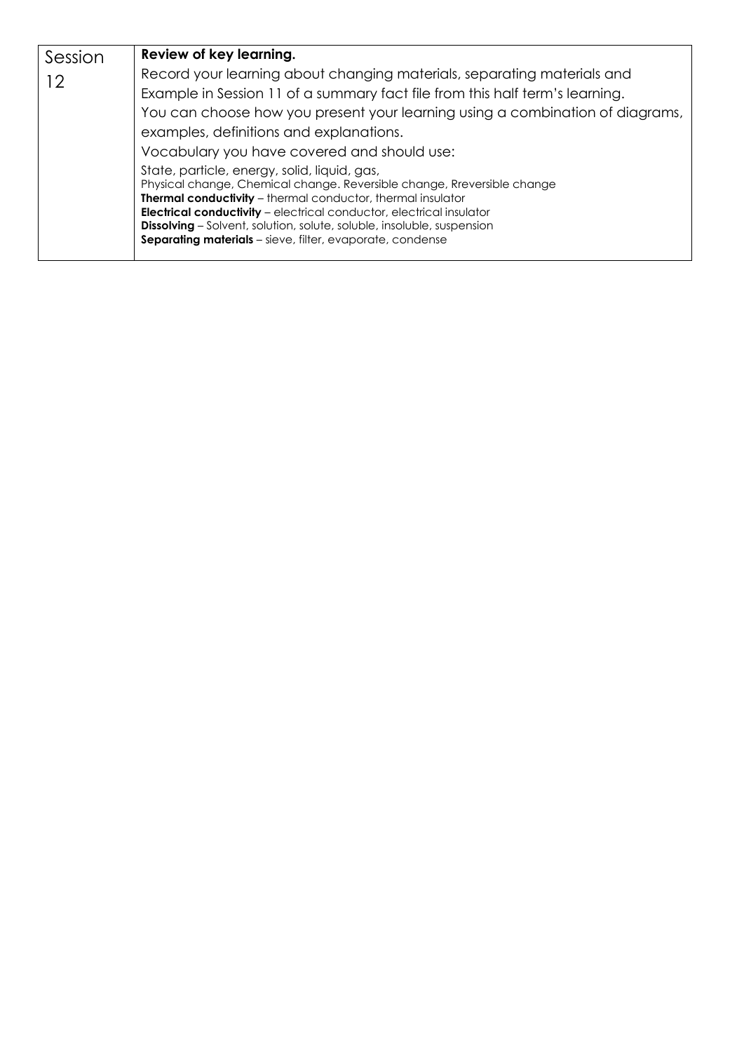| Session | |
| --- | --- |
| Session 12 | **Review of key learning.**<br>Record your learning about changing materials, separating materials and Example in Session 11 of a summary fact file from this half term's learning.<br>You can choose how you present your learning using a combination of diagrams, examples, definitions and explanations.<br>Vocabulary you have covered and should use:<br>State, particle, energy, solid, liquid, gas,<br>Physical change, Chemical change. Reversible change, Rreversible change<br>**Thermal conductivity** – thermal conductor, thermal insulator<br>**Electrical conductivity** – electrical conductor, electrical insulator<br>**Dissolving** – Solvent, solution, solute, soluble, insoluble, suspension<br>**Separating materials** – sieve, filter, evaporate, condense |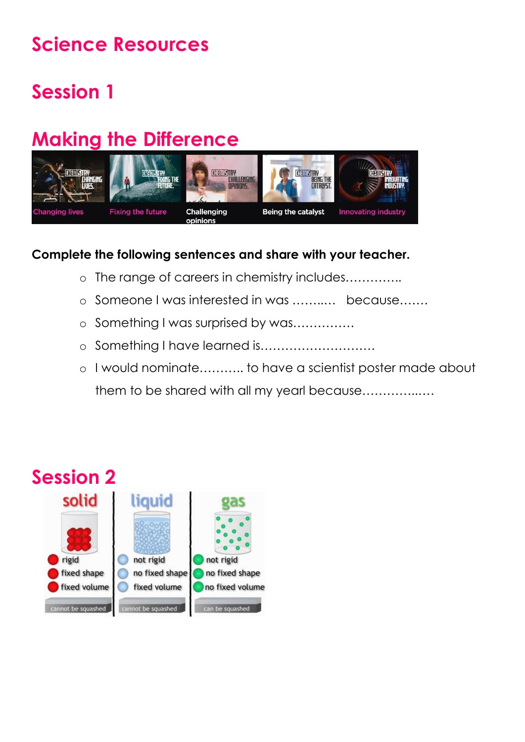# Science Resources

## Session 1

## Making the Difference

Changing lives | Fixing the future | Challenging opinions | Being the catalyst | Innovating industry

**Complete the following sentences and share with your teacher.**

- The range of careers in chemistry includes…………..
- Someone I was interested in was ……..…   because…….
- Something I was surprised by was……………
- Something I have learned is……………………….
- I would nominate……….. to have a scientist poster made about them to be shared with all my yearl because…………..….

## Session 2

| solid | liquid | gas |
|---|---|---|
| rigid | not rigid | not rigid |
| fixed shape | no fixed shape | no fixed shape |
| fixed volume | fixed volume | no fixed volume |
| cannot be squashed | cannot be squashed | can be squashed |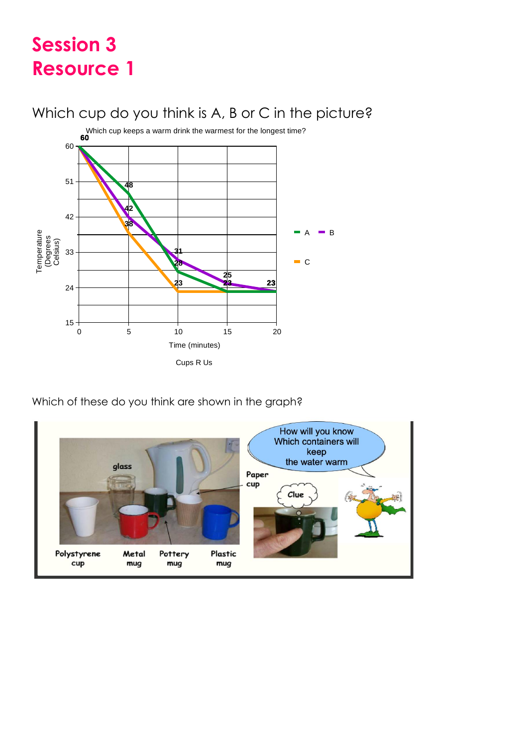# Session 3
# Resource 1

Which cup do you think is A, B or C in the picture?

Which cup keeps a warm drink the warmest for the longest time?

| Time (minutes) | A | B | C |
|---|---|---|---|
| 0 | 60 | 60 | 60 |
| 5 | 48 | 42 | 38 |
| 10 | 28 | 31 | 23 |
| 15 | 23 | 25 | 23 |
| 20 | 23 | 23 | 23 |

Temperature (Degrees Celsius)

Time (minutes)

Cups R Us

Which of these do you think are shown in the graph?

glass

Paper cup

Polystyrene cup

Metal mug

Pottery mug

Plastic mug

How will you know Which containers will keep the water warm

Clue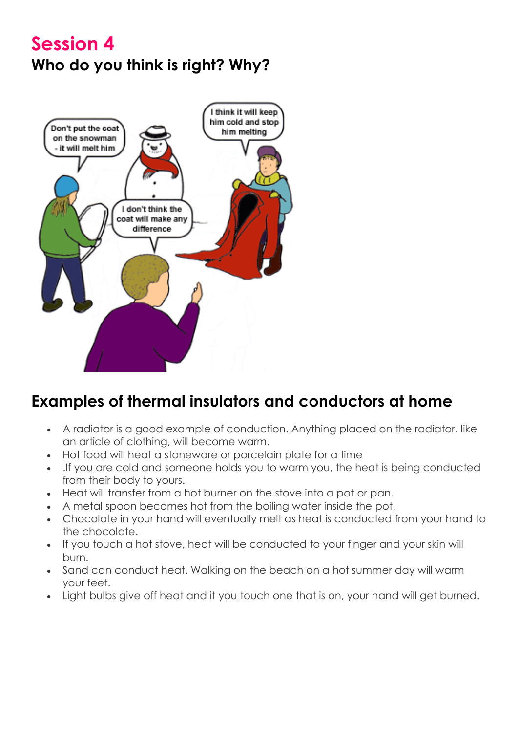# Session 4

## Who do you think is right? Why?

## Examples of thermal insulators and conductors at home

- A radiator is a good example of conduction. Anything placed on the radiator, like an article of clothing, will become warm.
- Hot food will heat a stoneware or porcelain plate for a time
- .If you are cold and someone holds you to warm you, the heat is being conducted from their body to yours.
- Heat will transfer from a hot burner on the stove into a pot or pan.
- A metal spoon becomes hot from the boiling water inside the pot.
- Chocolate in your hand will eventually melt as heat is conducted from your hand to the chocolate.
- If you touch a hot stove, heat will be conducted to your finger and your skin will burn.
- Sand can conduct heat. Walking on the beach on a hot summer day will warm your feet.
- Light bulbs give off heat and it you touch one that is on, your hand will get burned.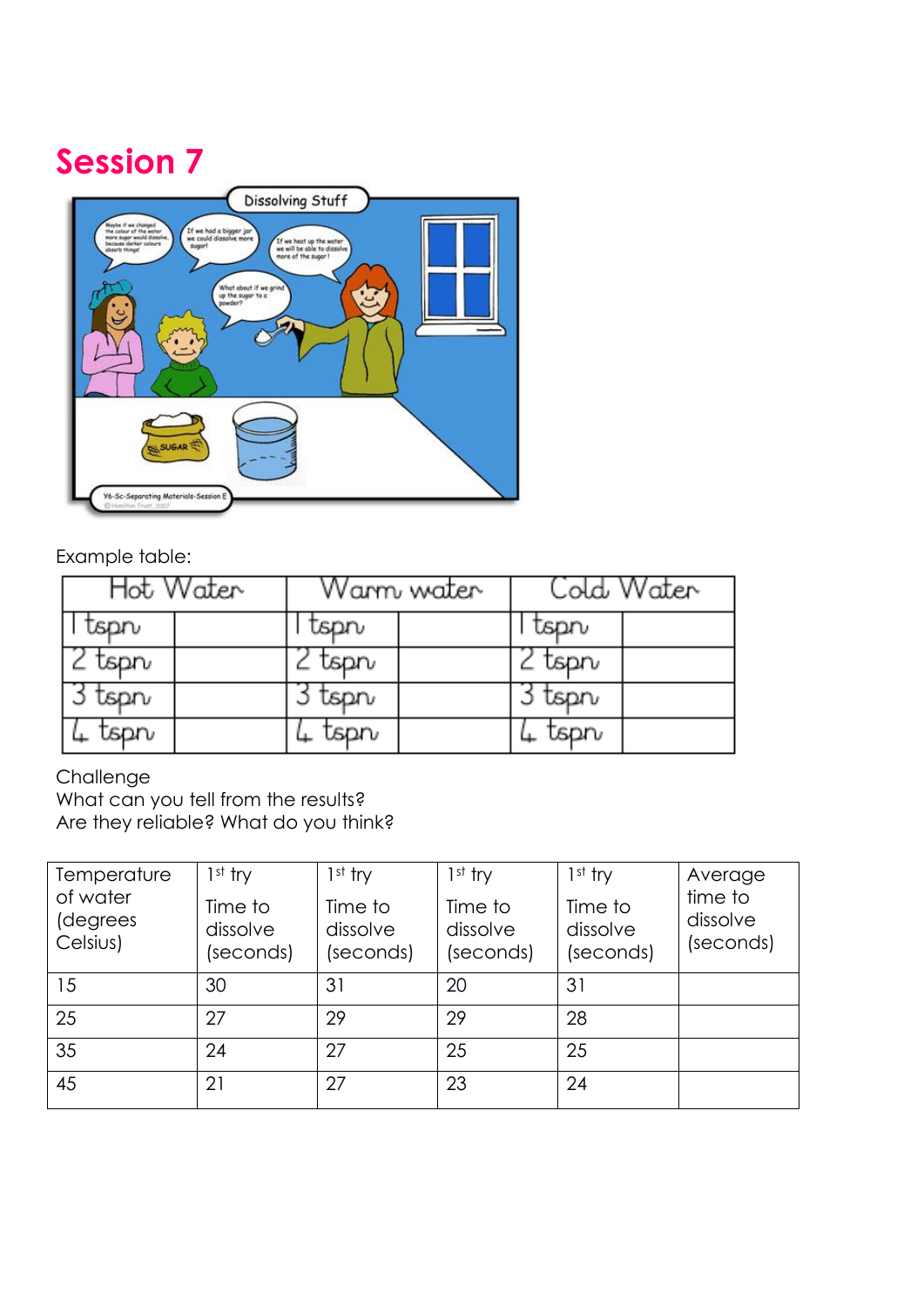# Session 7

Example table:

| Hot Water | | Warm water | | Cold Water | |
|---|---|---|---|---|---|
| 1 tspn | | 1 tspn | | 1 tspn | |
| 2 tspn | | 2 tspn | | 2 tspn | |
| 3 tspn | | 3 tspn | | 3 tspn | |
| 4 tspn | | 4 tspn | | 4 tspn | |

Challenge

What can you tell from the results?

Are they reliable? What do you think?

| Temperature of water (degrees Celsius) | 1st try Time to dissolve (seconds) | 1st try Time to dissolve (seconds) | 1st try Time to dissolve (seconds) | 1st try Time to dissolve (seconds) | Average time to dissolve (seconds) |
|---|---|---|---|---|---|
| 15 | 30 | 31 | 20 | 31 | |
| 25 | 27 | 29 | 29 | 28 | |
| 35 | 24 | 27 | 25 | 25 | |
| 45 | 21 | 27 | 23 | 24 | |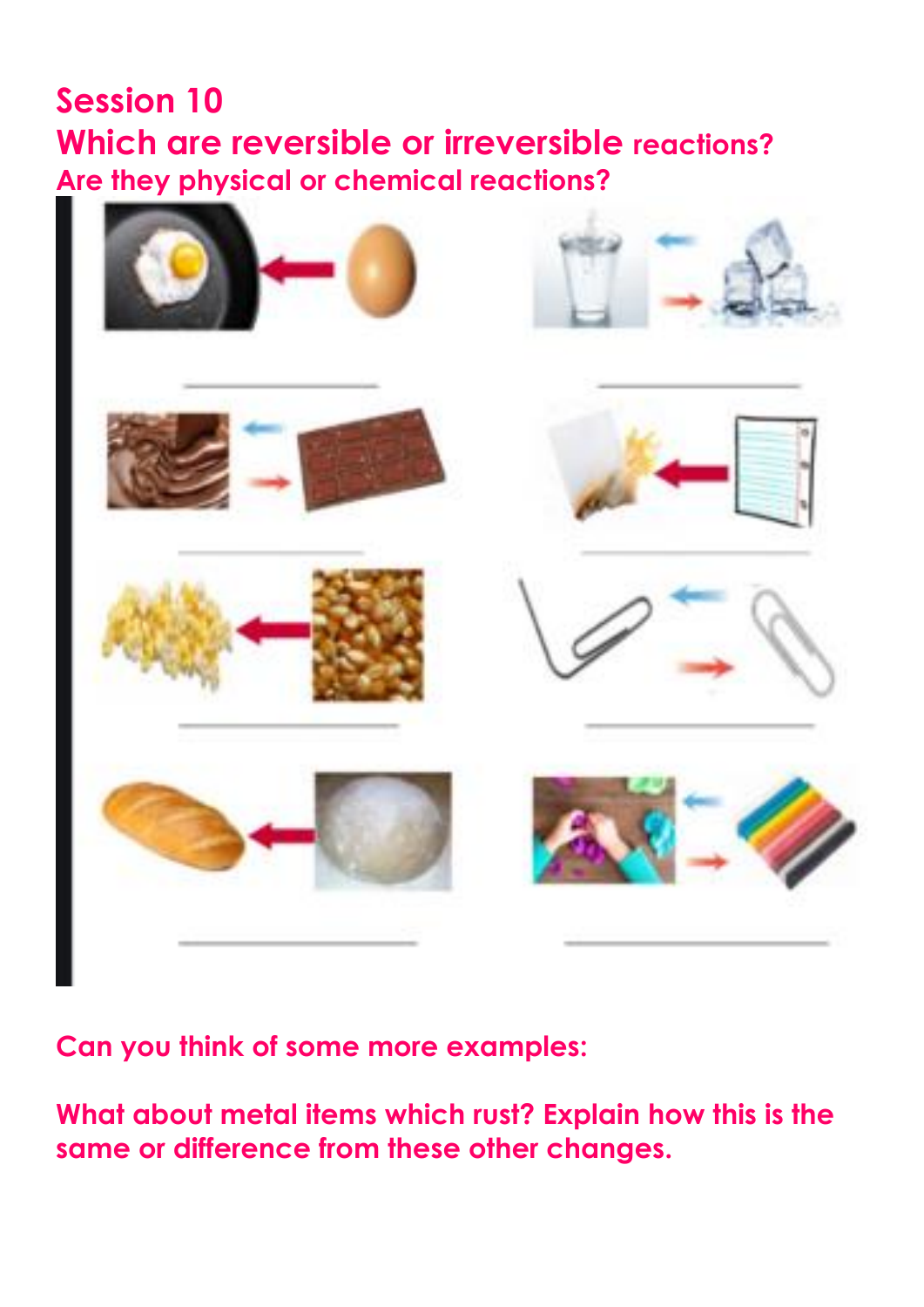# Session 10

## Which are reversible or irreversible reactions?

### Are they physical or chemical reactions?

\_\_\_\_\_\_\_\_\_\_\_\_\_\_\_\_ \_\_\_\_\_\_\_\_\_\_\_\_\_\_\_\_

\_\_\_\_\_\_\_\_\_\_\_\_\_\_\_\_ \_\_\_\_\_\_\_\_\_\_\_\_\_\_\_\_

\_\_\_\_\_\_\_\_\_\_\_\_\_\_\_\_ \_\_\_\_\_\_\_\_\_\_\_\_\_\_\_\_

\_\_\_\_\_\_\_\_\_\_\_\_\_\_\_\_ \_\_\_\_\_\_\_\_\_\_\_\_\_\_\_\_

**Can you think of some more examples:**

**What about metal items which rust? Explain how this is the same or difference from these other changes.**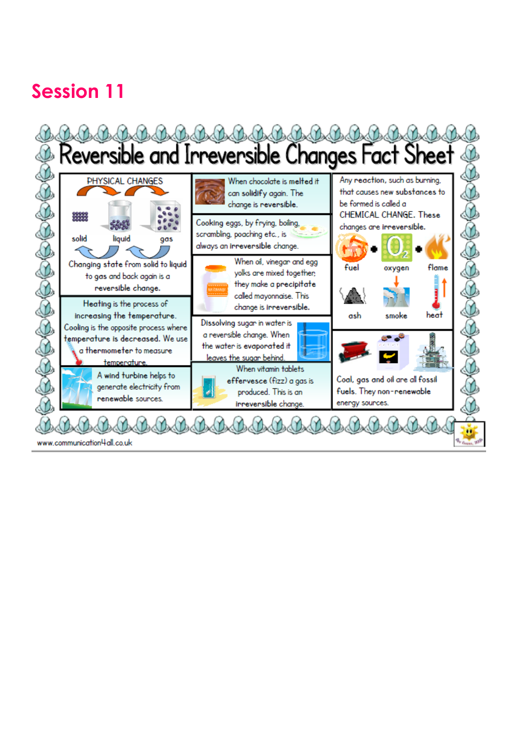# Session 11

## Reversible and Irreversible Changes Fact Sheet

**PHYSICAL CHANGES**

solid — liquid — gas

Changing state from solid to liquid to gas and back again is a reversible change.

Heating is the process of increasing the temperature. Cooling is the opposite process where temperature is decreased. We use a thermometer to measure temperature.

A wind turbine helps to generate electricity from renewable sources.

When chocolate is melted it can solidify again. The change is reversible.

Cooking eggs, by frying, boiling, scrambling, poaching etc., is always an irreversible change.

When oil, vinegar and egg yolks are mixed together, they make a precipitate called mayonnaise. This change is irreversible.

Dissolving sugar in water is a reversible change. When the water is evaporated it leaves the sugar behind.

When vitamin tablets effervesce (fizz) a gas is produced. This is an irreversible change.

Any reaction, such as burning, that causes new substances to be formed is called a CHEMICAL CHANGE. These changes are irreversible.

fuel • oxygen • flame

ash — smoke — heat

Coal, gas and oil are all fossil fuels. They non-renewable energy sources.

www.communication4all.co.uk